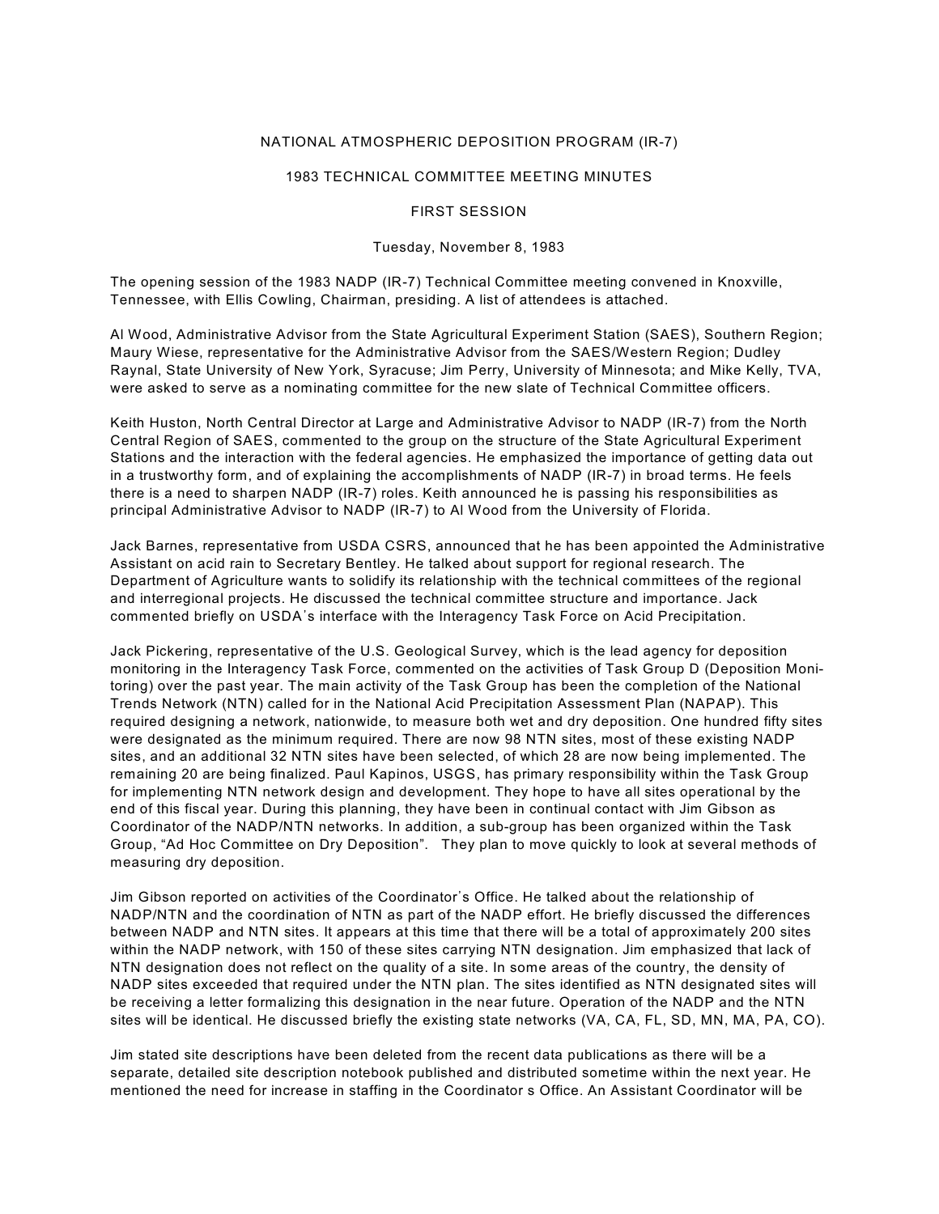# NATIONAL ATMOSPHERIC DEPOSITION PROGRAM (IR-7)

## 1983 TECHNICAL COMMITTEE MEETING MINUTES

### FIRST SESSION

Tuesday, November 8, 1983

The opening session of the 1983 NADP (IR-7) Technical Committee meeting convened in Knoxville, Tennessee, with Ellis Cowling, Chairman, presiding. A list of attendees is attached.

Al Wood, Administrative Advisor from the State Agricultural Experiment Station (SAES), Southern Region; Maury Wiese, representative for the Administrative Advisor from the SAES/Western Region; Dudley Raynal, State University of New York, Syracuse; Jim Perry, University of Minnesota; and Mike Kelly, TVA, were asked to serve as a nominating committee for the new slate of Technical Committee officers.

Keith Huston, North Central Director at Large and Administrative Advisor to NADP (IR-7) from the North Central Region of SAES, commented to the group on the structure of the State Agricultural Experiment Stations and the interaction with the federal agencies. He emphasized the importance of getting data out in a trustworthy form, and of explaining the accomplishments of NADP (IR-7) in broad terms. He feels there is a need to sharpen NADP (IR-7) roles. Keith announced he is passing his responsibilities as principal Administrative Advisor to NADP (IR-7) to Al Wood from the University of Florida.

Jack Barnes, representative from USDA CSRS, announced that he has been appointed the Administrative Assistant on acid rain to Secretary Bentley. He talked about support for regional research. The Department of Agriculture wants to solidify its relationship with the technical committees of the regional and interregional projects. He discussed the technical committee structure and importance. Jack commented briefly on USDA's interface with the Interagency Task Force on Acid Precipitation.

Jack Pickering, representative of the U.S. Geological Survey, which is the lead agency for deposition monitoring in the Interagency Task Force, commented on the activities of Task Group D (Deposition Monitoring) over the past year. The main activity of the Task Group has been the completion of the National Trends Network (NTN) called for in the National Acid Precipitation Assessment Plan (NAPAP). This required designing a network, nationwide, to measure both wet and dry deposition. One hundred fifty sites were designated as the minimum required. There are now 98 NTN sites, most of these existing NADP sites, and an additional 32 NTN sites have been selected, of which 28 are now being implemented. The remaining 20 are being finalized. Paul Kapinos, USGS, has primary responsibility within the Task Group for implementing NTN network design and development. They hope to have all sites operational by the end of this fiscal year. During this planning, they have been in continual contact with Jim Gibson as Coordinator of the NADP/NTN networks. In addition, a sub-group has been organized within the Task Group, "Ad Hoc Committee on Dry Deposition". They plan to move quickly to look at several methods of measuring dry deposition.

Jim Gibson reported on activities of the Coordinator's Office. He talked about the relationship of NADP/NTN and the coordination of NTN as part of the NADP effort. He briefly discussed the differences between NADP and NTN sites. It appears at this time that there will be a total of approximately 200 sites within the NADP network, with 150 of these sites carrying NTN designation. Jim emphasized that lack of NTN designation does not reflect on the quality of a site. In some areas of the country, the density of NADP sites exceeded that required under the NTN plan. The sites identified as NTN designated sites will be receiving a letter formalizing this designation in the near future. Operation of the NADP and the NTN sites will be identical. He discussed briefly the existing state networks (VA, CA, FL, SD, MN, MA, PA, CO).

Jim stated site descriptions have been deleted from the recent data publications as there will be a separate, detailed site description notebook published and distributed sometime within the next year. He mentioned the need for increase in staffing in the Coordinator s Office. An Assistant Coordinator will be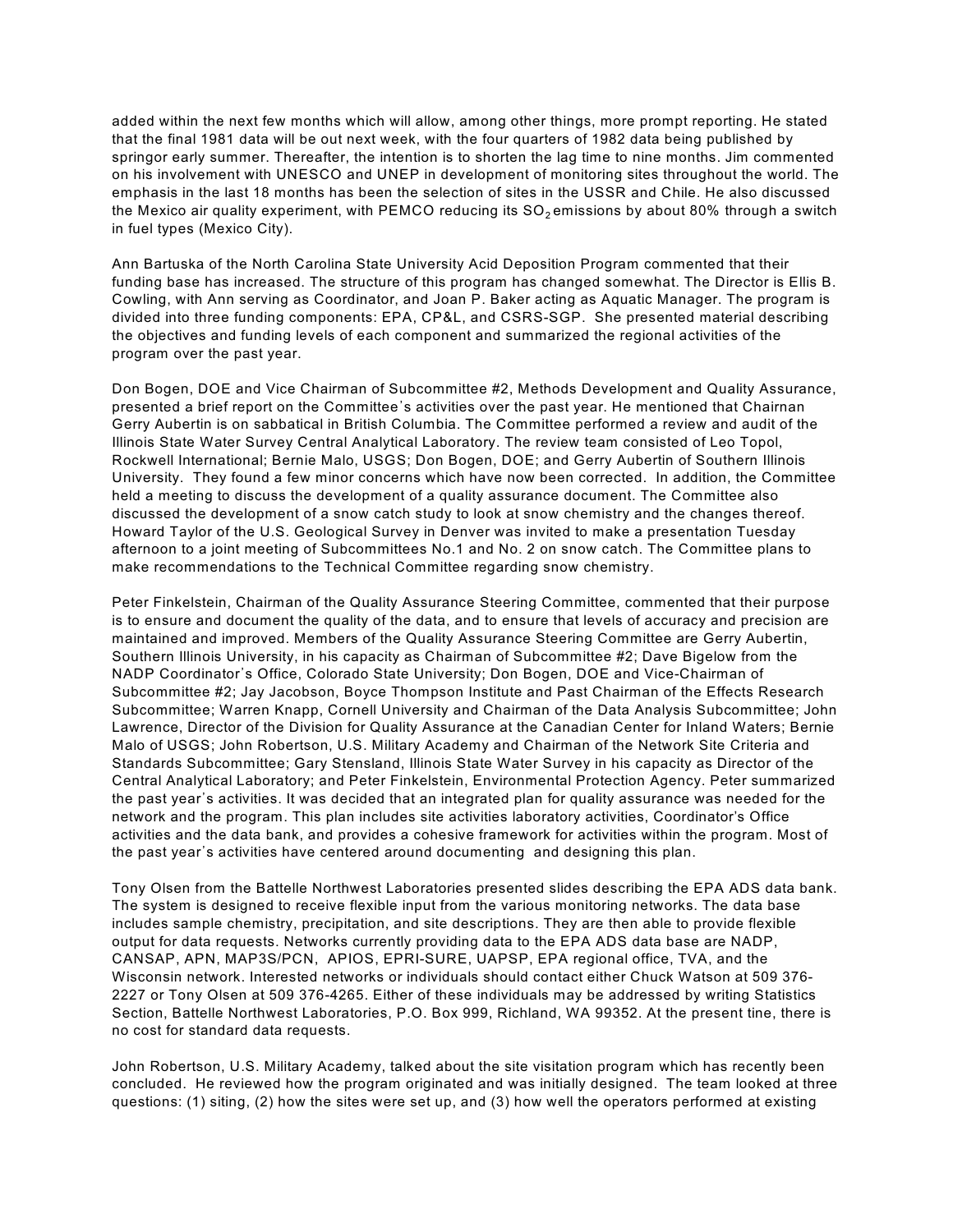added within the next few months which will allow, among other things, more prompt reporting. He stated that the final 1981 data will be out next week, with the four quarters of 1982 data being published by springor early summer. Thereafter, the intention is to shorten the lag time to nine months. Jim commented on his involvement with UNESCO and UNEP in development of monitoring sites throughout the world. The emphasis in the last 18 months has been the selection of sites in the USSR and Chile. He also discussed the Mexico air quality experiment, with PEMCO reducing its $SO_2$ emissions by about 80% through a switch in fuel types (Mexico City).

Ann Bartuska of the North Carolina State University Acid Deposition Program commented that their funding base has increased. The structure of this program has changed somewhat. The Director is Ellis B. Cowling, with Ann serving as Coordinator, and Joan P. Baker acting as Aquatic Manager. The program is divided into three funding components: EPA, CP&L, and CSRS-SGP. She presented material describing the objectives and funding levels of each component and summarized the regional activities of the program over the past year.

Don Bogen, DOE and Vice Chairman of Subcommittee #2, Methods Development and Quality Assurance, presented a brief report on the Committee's activities over the past year. He mentioned that Chairnan Gerry Aubertin is on sabbatical in British Columbia. The Committee performed a review and audit of the Illinois State Water Survey Central Analytical Laboratory. The review team consisted of Leo Topol, Rockwell International; Bernie Malo, USGS; Don Bogen, DOE; and Gerry Aubertin of Southern Illinois University. They found a few minor concerns which have now been corrected. In addition, the Committee held a meeting to discuss the development of a quality assurance document. The Committee also discussed the development of a snow catch study to look at snow chemistry and the changes thereof. Howard Taylor of the U.S. Geological Survey in Denver was invited to make a presentation Tuesday afternoon to a joint meeting of Subcommittees No.1 and No. 2 on snow catch. The Committee plans to make recommendations to the Technical Committee regarding snow chemistry.

Peter Finkelstein, Chairman of the Quality Assurance Steering Committee, commented that their purpose is to ensure and document the quality of the data, and to ensure that levels of accuracy and precision are maintained and improved. Members of the Quality Assurance Steering Committee are Gerry Aubertin, Southern Illinois University, in his capacity as Chairman of Subcommittee #2; Dave Bigelow from the NADP Coordinator's Office, Colorado State University; Don Bogen, DOE and Vice-Chairman of Subcommittee #2; Jay Jacobson, Boyce Thompson Institute and Past Chairman of the Effects Research Subcommittee; Warren Knapp, Cornell University and Chairman of the Data Analysis Subcommittee; John Lawrence, Director of the Division for Quality Assurance at the Canadian Center for Inland Waters; Bernie Malo of USGS; John Robertson, U.S. Military Academy and Chairman of the Network Site Criteria and Standards Subcommittee; Gary Stensland, Illinois State Water Survey in his capacity as Director of the Central Analytical Laboratory; and Peter Finkelstein, Environmental Protection Agency. Peter summarized the past year's activities. It was decided that an integrated plan for quality assurance was needed for the network and the program. This plan includes site activities laboratory activities, Coordinator's Office activities and the data bank, and provides a cohesive framework for activities within the program. Most of the past year's activities have centered around documenting and designing this plan.

Tony Olsen from the Battelle Northwest Laboratories presented slides describing the EPA ADS data bank. The system is designed to receive flexible input from the various monitoring networks. The data base includes sample chemistry, precipitation, and site descriptions. They are then able to provide flexible output for data requests. Networks currently providing data to the EPA ADS data base are NADP, CANSAP, APN, MAP3S/PCN, APIOS, EPRI-SURE, UAPSP, EPA regional office, TVA, and the Wisconsin network. Interested networks or individuals should contact either Chuck Watson at 509 376-2227 or Tony Olsen at 509 376-4265. Either of these individuals may be addressed by writing Statistics Section, Battelle Northwest Laboratories, P.O. Box 999, Richland, WA 99352. At the present tine, there is no cost for standard data requests.

John Robertson, U.S. Military Academy, talked about the site visitation program which has recently been concluded. He reviewed how the program originated and was initially designed. The team looked at three questions: (1) siting, (2) how the sites were set up, and (3) how well the operators performed at existing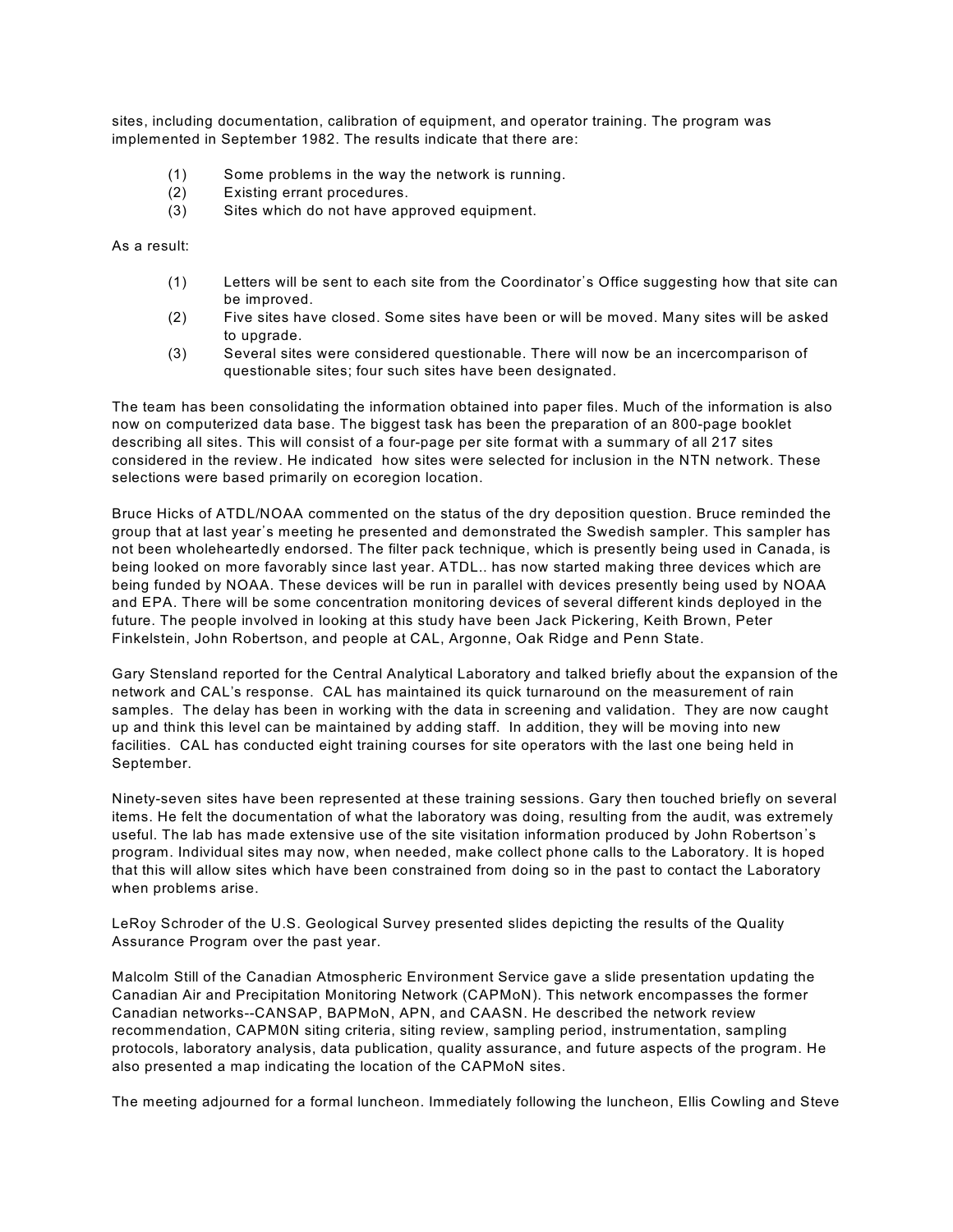sites, including documentation, calibration of equipment, and operator training. The program was implemented in September 1982. The results indicate that there are:

(1) Some problems in the way the network is running.
(2) Existing errant procedures.
(3) Sites which do not have approved equipment.

As a result:

(1) Letters will be sent to each site from the Coordinator's Office suggesting how that site can be improved.
(2) Five sites have closed. Some sites have been or will be moved. Many sites will be asked to upgrade.
(3) Several sites were considered questionable. There will now be an incercomparison of questionable sites; four such sites have been designated.

The team has been consolidating the information obtained into paper files. Much of the information is also now on computerized data base. The biggest task has been the preparation of an 800-page booklet describing all sites. This will consist of a four-page per site format with a summary of all 217 sites considered in the review. He indicated how sites were selected for inclusion in the NTN network. These selections were based primarily on ecoregion location.

Bruce Hicks of ATDL/NOAA commented on the status of the dry deposition question. Bruce reminded the group that at last year's meeting he presented and demonstrated the Swedish sampler. This sampler has not been wholeheartedly endorsed. The filter pack technique, which is presently being used in Canada, is being looked on more favorably since last year. ATDL.. has now started making three devices which are being funded by NOAA. These devices will be run in parallel with devices presently being used by NOAA and EPA. There will be some concentration monitoring devices of several different kinds deployed in the future. The people involved in looking at this study have been Jack Pickering, Keith Brown, Peter Finkelstein, John Robertson, and people at CAL, Argonne, Oak Ridge and Penn State.

Gary Stensland reported for the Central Analytical Laboratory and talked briefly about the expansion of the network and CAL's response. CAL has maintained its quick turnaround on the measurement of rain samples. The delay has been in working with the data in screening and validation. They are now caught up and think this level can be maintained by adding staff. In addition, they will be moving into new facilities. CAL has conducted eight training courses for site operators with the last one being held in September.

Ninety-seven sites have been represented at these training sessions. Gary then touched briefly on several items. He felt the documentation of what the laboratory was doing, resulting from the audit, was extremely useful. The lab has made extensive use of the site visitation information produced by John Robertson's program. Individual sites may now, when needed, make collect phone calls to the Laboratory. It is hoped that this will allow sites which have been constrained from doing so in the past to contact the Laboratory when problems arise.

LeRoy Schroder of the U.S. Geological Survey presented slides depicting the results of the Quality Assurance Program over the past year.

Malcolm Still of the Canadian Atmospheric Environment Service gave a slide presentation updating the Canadian Air and Precipitation Monitoring Network (CAPMoN). This network encompasses the former Canadian networks--CANSAP, BAPMoN, APN, and CAASN. He described the network review recommendation, CAPM0N siting criteria, siting review, sampling period, instrumentation, sampling protocols, laboratory analysis, data publication, quality assurance, and future aspects of the program. He also presented a map indicating the location of the CAPMoN sites.

The meeting adjourned for a formal luncheon. Immediately following the luncheon, Ellis Cowling and Steve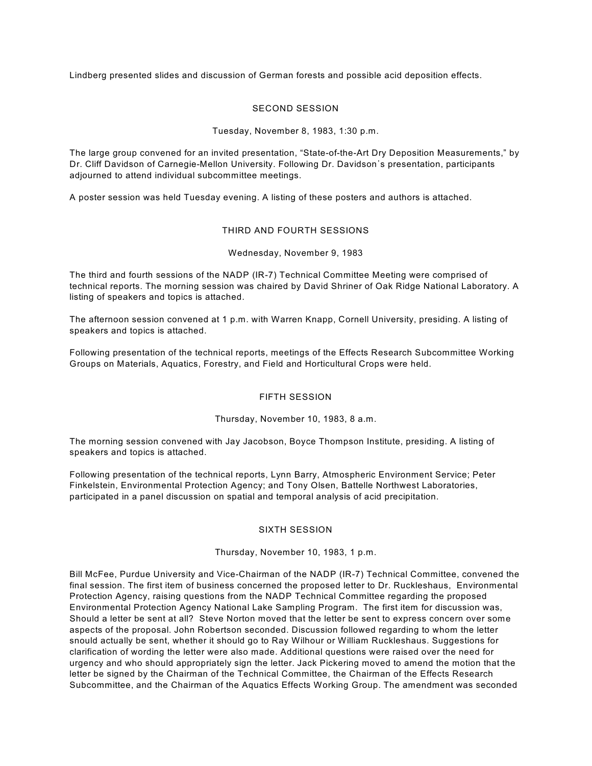Lindberg presented slides and discussion of German forests and possible acid deposition effects.

## SECOND SESSION

Tuesday, November 8, 1983, 1:30 p.m.

The large group convened for an invited presentation, “State-of-the-Art Dry Deposition Measurements,” by Dr. Cliff Davidson of Carnegie-Mellon University. Following Dr. Davidson’s presentation, participants adjourned to attend individual subcommittee meetings.

A poster session was held Tuesday evening. A listing of these posters and authors is attached.

## THIRD AND FOURTH SESSIONS

Wednesday, November 9, 1983

The third and fourth sessions of the NADP (IR-7) Technical Committee Meeting were comprised of technical reports. The morning session was chaired by David Shriner of Oak Ridge National Laboratory. A listing of speakers and topics is attached.

The afternoon session convened at 1 p.m. with Warren Knapp, Cornell University, presiding. A listing of speakers and topics is attached.

Following presentation of the technical reports, meetings of the Effects Research Subcommittee Working Groups on Materials, Aquatics, Forestry, and Field and Horticultural Crops were held.

## FIFTH SESSION

Thursday, November 10, 1983, 8 a.m.

The morning session convened with Jay Jacobson, Boyce Thompson Institute, presiding. A listing of speakers and topics is attached.

Following presentation of the technical reports, Lynn Barry, Atmospheric Environment Service; Peter Finkelstein, Environmental Protection Agency; and Tony Olsen, Battelle Northwest Laboratories, participated in a panel discussion on spatial and temporal analysis of acid precipitation.

## SIXTH SESSION

Thursday, November 10, 1983, 1 p.m.

Bill McFee, Purdue University and Vice-Chairman of the NADP (IR-7) Technical Committee, convened the final session. The first item of business concerned the proposed letter to Dr. Ruckleshaus, Environmental Protection Agency, raising questions from the NADP Technical Committee regarding the proposed Environmental Protection Agency National Lake Sampling Program. The first item for discussion was, Should a letter be sent at all? Steve Norton moved that the letter be sent to express concern over some aspects of the proposal. John Robertson seconded. Discussion followed regarding to whom the letter snould actually be sent, whether it should go to Ray Wilhour or William Ruckleshaus. Suggestions for clarification of wording the letter were also made. Additional questions were raised over the need for urgency and who should appropriately sign the letter. Jack Pickering moved to amend the motion that the letter be signed by the Chairman of the Technical Committee, the Chairman of the Effects Research Subcommittee, and the Chairman of the Aquatics Effects Working Group. The amendment was seconded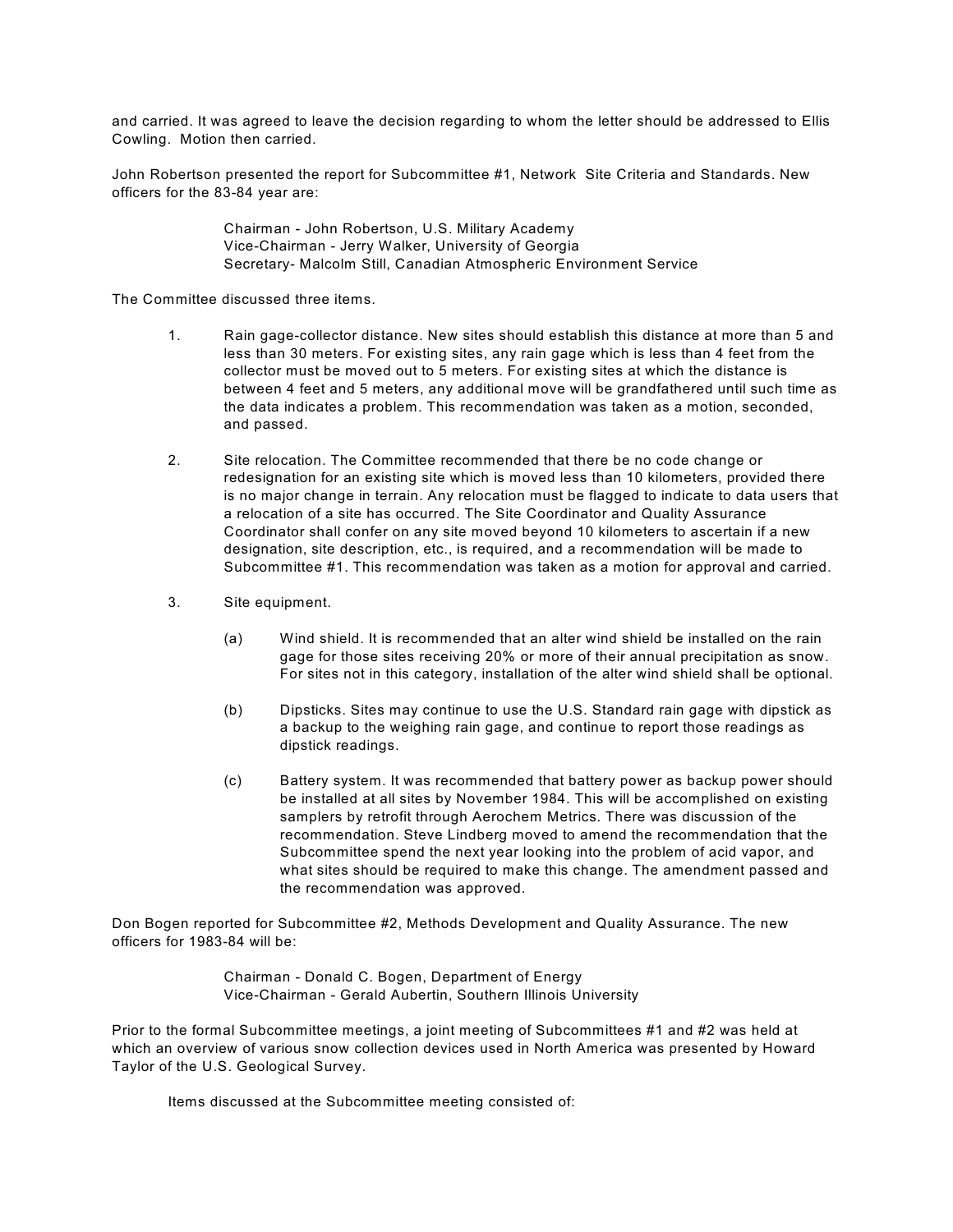and carried. It was agreed to leave the decision regarding to whom the letter should be addressed to Ellis Cowling. Motion then carried.

John Robertson presented the report for Subcommittee #1, Network Site Criteria and Standards. New officers for the 83-84 year are:

> Chairman - John Robertson, U.S. Military Academy
> Vice-Chairman - Jerry Walker, University of Georgia
> Secretary- Malcolm Still, Canadian Atmospheric Environment Service

The Committee discussed three items.

1. Rain gage-collector distance. New sites should establish this distance at more than 5 and less than 30 meters. For existing sites, any rain gage which is less than 4 feet from the collector must be moved out to 5 meters. For existing sites at which the distance is between 4 feet and 5 meters, any additional move will be grandfathered until such time as the data indicates a problem. This recommendation was taken as a motion, seconded, and passed.

2. Site relocation. The Committee recommended that there be no code change or redesignation for an existing site which is moved less than 10 kilometers, provided there is no major change in terrain. Any relocation must be flagged to indicate to data users that a relocation of a site has occurred. The Site Coordinator and Quality Assurance Coordinator shall confer on any site moved beyond 10 kilometers to ascertain if a new designation, site description, etc., is required, and a recommendation will be made to Subcommittee #1. This recommendation was taken as a motion for approval and carried.

3. Site equipment.

   (a) Wind shield. It is recommended that an alter wind shield be installed on the rain gage for those sites receiving 20% or more of their annual precipitation as snow. For sites not in this category, installation of the alter wind shield shall be optional.

   (b) Dipsticks. Sites may continue to use the U.S. Standard rain gage with dipstick as a backup to the weighing rain gage, and continue to report those readings as dipstick readings.

   (c) Battery system. It was recommended that battery power as backup power should be installed at all sites by November 1984. This will be accomplished on existing samplers by retrofit through Aerochem Metrics. There was discussion of the recommendation. Steve Lindberg moved to amend the recommendation that the Subcommittee spend the next year looking into the problem of acid vapor, and what sites should be required to make this change. The amendment passed and the recommendation was approved.

Don Bogen reported for Subcommittee #2, Methods Development and Quality Assurance. The new officers for 1983-84 will be:

> Chairman - Donald C. Bogen, Department of Energy
> Vice-Chairman - Gerald Aubertin, Southern Illinois University

Prior to the formal Subcommittee meetings, a joint meeting of Subcommittees #1 and #2 was held at which an overview of various snow collection devices used in North America was presented by Howard Taylor of the U.S. Geological Survey.

Items discussed at the Subcommittee meeting consisted of: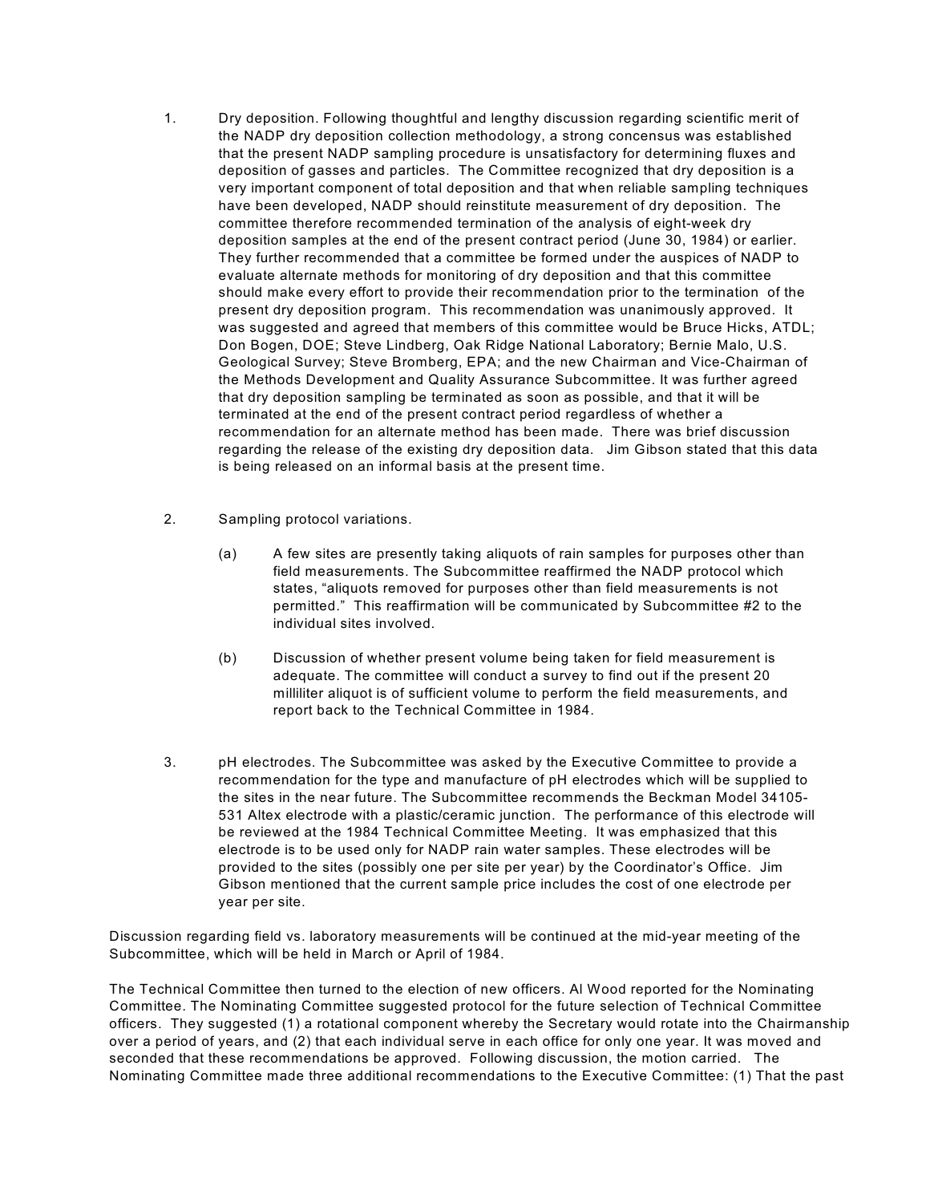1. Dry deposition. Following thoughtful and lengthy discussion regarding scientific merit of the NADP dry deposition collection methodology, a strong concensus was established that the present NADP sampling procedure is unsatisfactory for determining fluxes and deposition of gasses and particles. The Committee recognized that dry deposition is a very important component of total deposition and that when reliable sampling techniques have been developed, NADP should reinstitute measurement of dry deposition. The committee therefore recommended termination of the analysis of eight-week dry deposition samples at the end of the present contract period (June 30, 1984) or earlier. They further recommended that a committee be formed under the auspices of NADP to evaluate alternate methods for monitoring of dry deposition and that this committee should make every effort to provide their recommendation prior to the termination of the present dry deposition program. This recommendation was unanimously approved. It was suggested and agreed that members of this committee would be Bruce Hicks, ATDL; Don Bogen, DOE; Steve Lindberg, Oak Ridge National Laboratory; Bernie Malo, U.S. Geological Survey; Steve Bromberg, EPA; and the new Chairman and Vice-Chairman of the Methods Development and Quality Assurance Subcommittee. It was further agreed that dry deposition sampling be terminated as soon as possible, and that it will be terminated at the end of the present contract period regardless of whether a recommendation for an alternate method has been made. There was brief discussion regarding the release of the existing dry deposition data. Jim Gibson stated that this data is being released on an informal basis at the present time.

2. Sampling protocol variations.

   (a) A few sites are presently taking aliquots of rain samples for purposes other than field measurements. The Subcommittee reaffirmed the NADP protocol which states, "aliquots removed for purposes other than field measurements is not permitted." This reaffirmation will be communicated by Subcommittee #2 to the individual sites involved.

   (b) Discussion of whether present volume being taken for field measurement is adequate. The committee will conduct a survey to find out if the present 20 milliliter aliquot is of sufficient volume to perform the field measurements, and report back to the Technical Committee in 1984.

3. pH electrodes. The Subcommittee was asked by the Executive Committee to provide a recommendation for the type and manufacture of pH electrodes which will be supplied to the sites in the near future. The Subcommittee recommends the Beckman Model 34105-531 Altex electrode with a plastic/ceramic junction. The performance of this electrode will be reviewed at the 1984 Technical Committee Meeting. It was emphasized that this electrode is to be used only for NADP rain water samples. These electrodes will be provided to the sites (possibly one per site per year) by the Coordinator's Office. Jim Gibson mentioned that the current sample price includes the cost of one electrode per year per site.

Discussion regarding field vs. laboratory measurements will be continued at the mid-year meeting of the Subcommittee, which will be held in March or April of 1984.

The Technical Committee then turned to the election of new officers. Al Wood reported for the Nominating Committee. The Nominating Committee suggested protocol for the future selection of Technical Committee officers. They suggested (1) a rotational component whereby the Secretary would rotate into the Chairmanship over a period of years, and (2) that each individual serve in each office for only one year. It was moved and seconded that these recommendations be approved. Following discussion, the motion carried. The Nominating Committee made three additional recommendations to the Executive Committee: (1) That the past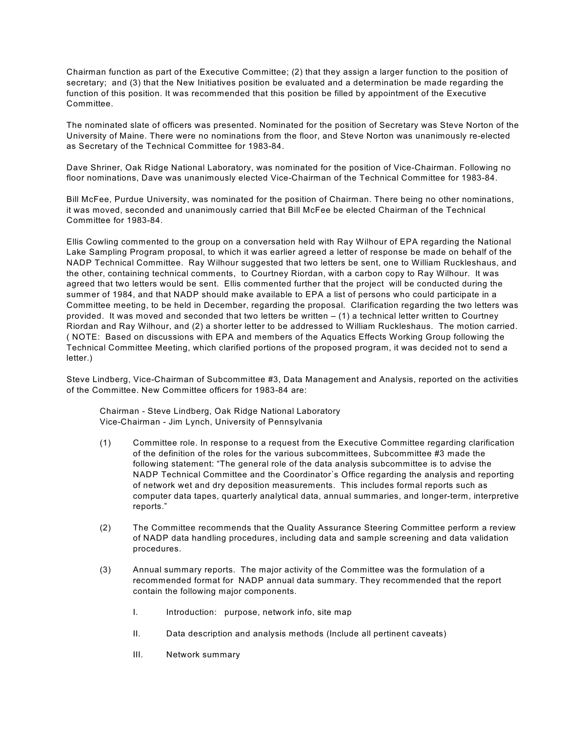Chairman function as part of the Executive Committee; (2) that they assign a larger function to the position of secretary; and (3) that the New Initiatives position be evaluated and a determination be made regarding the function of this position. It was recommended that this position be filled by appointment of the Executive Committee.

The nominated slate of officers was presented. Nominated for the position of Secretary was Steve Norton of the University of Maine. There were no nominations from the floor, and Steve Norton was unanimously re-elected as Secretary of the Technical Committee for 1983-84.

Dave Shriner, Oak Ridge National Laboratory, was nominated for the position of Vice-Chairman. Following no floor nominations, Dave was unanimously elected Vice-Chairman of the Technical Committee for 1983-84.

Bill McFee, Purdue University, was nominated for the position of Chairman. There being no other nominations, it was moved, seconded and unanimously carried that Bill McFee be elected Chairman of the Technical Committee for 1983-84.

Ellis Cowling commented to the group on a conversation held with Ray Wilhour of EPA regarding the National Lake Sampling Program proposal, to which it was earlier agreed a letter of response be made on behalf of the NADP Technical Committee. Ray Wilhour suggested that two letters be sent, one to William Ruckleshaus, and the other, containing technical comments, to Courtney Riordan, with a carbon copy to Ray Wilhour. It was agreed that two letters would be sent. Ellis commented further that the project will be conducted during the summer of 1984, and that NADP should make available to EPA a list of persons who could participate in a Committee meeting, to be held in December, regarding the proposal. Clarification regarding the two letters was provided. It was moved and seconded that two letters be written – (1) a technical letter written to Courtney Riordan and Ray Wilhour, and (2) a shorter letter to be addressed to William Ruckleshaus. The motion carried. ( NOTE: Based on discussions with EPA and members of the Aquatics Effects Working Group following the Technical Committee Meeting, which clarified portions of the proposed program, it was decided not to send a letter.)

Steve Lindberg, Vice-Chairman of Subcommittee #3, Data Management and Analysis, reported on the activities of the Committee. New Committee officers for 1983-84 are:

> Chairman - Steve Lindberg, Oak Ridge National Laboratory
> Vice-Chairman - Jim Lynch, University of Pennsylvania

(1) Committee role. In response to a request from the Executive Committee regarding clarification of the definition of the roles for the various subcommittees, Subcommittee #3 made the following statement: "The general role of the data analysis subcommittee is to advise the NADP Technical Committee and the Coordinator's Office regarding the analysis and reporting of network wet and dry deposition measurements. This includes formal reports such as computer data tapes, quarterly analytical data, annual summaries, and longer-term, interpretive reports."

(2) The Committee recommends that the Quality Assurance Steering Committee perform a review of NADP data handling procedures, including data and sample screening and data validation procedures.

(3) Annual summary reports. The major activity of the Committee was the formulation of a recommended format for NADP annual data summary. They recommended that the report contain the following major components.

   I. Introduction: purpose, network info, site map

   II. Data description and analysis methods (Include all pertinent caveats)

   III. Network summary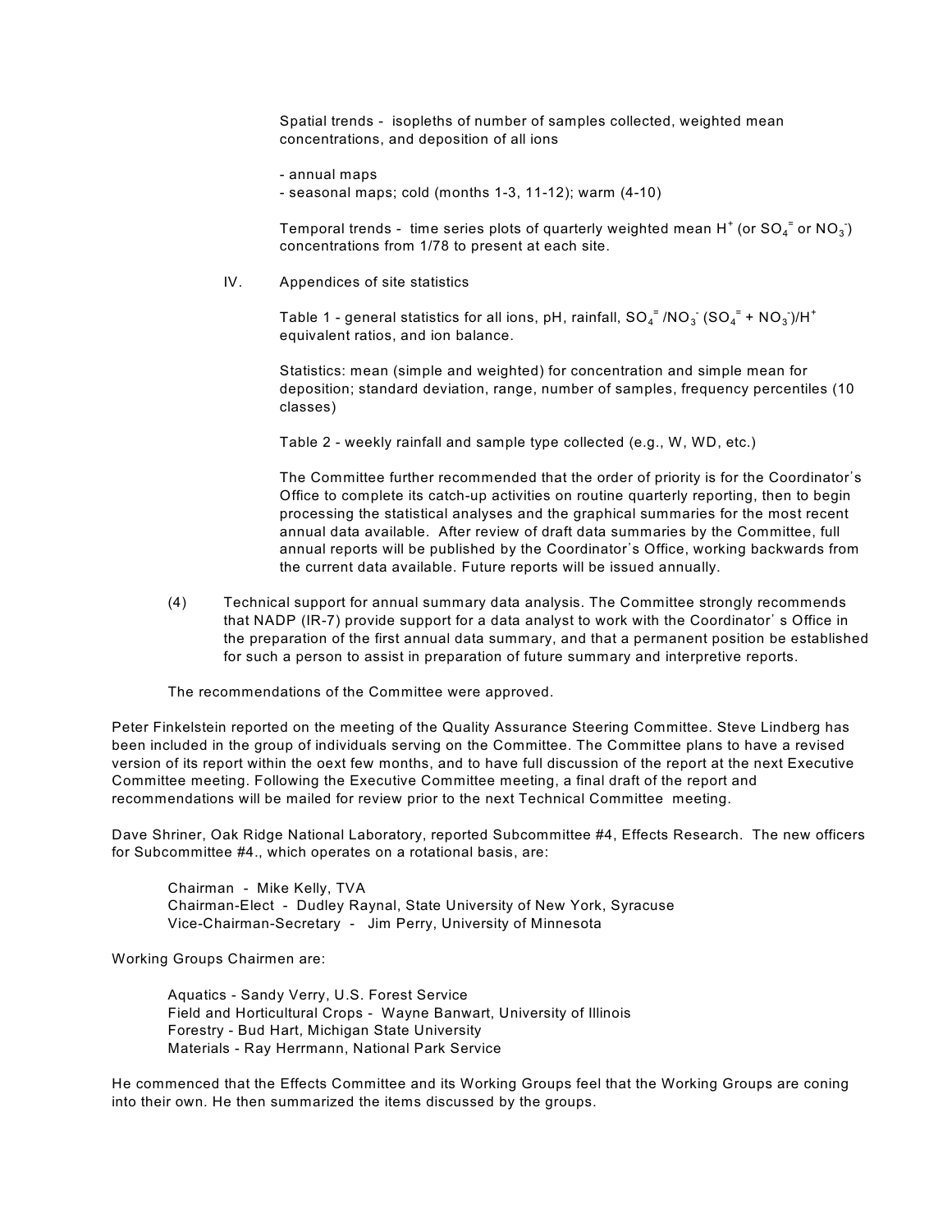Spatial trends - isopleths of number of samples collected, weighted mean concentrations, and deposition of all ions

- annual maps
- seasonal maps; cold (months 1-3, 11-12); warm (4-10)

Temporal trends - time series plots of quarterly weighted mean $H^+$ (or $SO_4^=$ or $NO_3^-$) concentrations from 1/78 to present at each site.

IV. Appendices of site statistics

Table 1 - general statistics for all ions, pH, rainfall, $SO_4^=$ /$NO_3^-$ ($SO_4^=$ + $NO_3^-$)/$H^+$ equivalent ratios, and ion balance.

Statistics: mean (simple and weighted) for concentration and simple mean for deposition; standard deviation, range, number of samples, frequency percentiles (10 classes)

Table 2 - weekly rainfall and sample type collected (e.g., W, WD, etc.)

The Committee further recommended that the order of priority is for the Coordinator's Office to complete its catch-up activities on routine quarterly reporting, then to begin processing the statistical analyses and the graphical summaries for the most recent annual data available. After review of draft data summaries by the Committee, full annual reports will be published by the Coordinator's Office, working backwards from the current data available. Future reports will be issued annually.

(4) Technical support for annual summary data analysis. The Committee strongly recommends that NADP (IR-7) provide support for a data analyst to work with the Coordinator' s Office in the preparation of the first annual data summary, and that a permanent position be established for such a person to assist in preparation of future summary and interpretive reports.

The recommendations of the Committee were approved.

Peter Finkelstein reported on the meeting of the Quality Assurance Steering Committee. Steve Lindberg has been included in the group of individuals serving on the Committee. The Committee plans to have a revised version of its report within the oext few months, and to have full discussion of the report at the next Executive Committee meeting. Following the Executive Committee meeting, a final draft of the report and recommendations will be mailed for review prior to the next Technical Committee meeting.

Dave Shriner, Oak Ridge National Laboratory, reported Subcommittee #4, Effects Research. The new officers for Subcommittee #4., which operates on a rotational basis, are:

Chairman - Mike Kelly, TVA
Chairman-Elect - Dudley Raynal, State University of New York, Syracuse
Vice-Chairman-Secretary - Jim Perry, University of Minnesota

Working Groups Chairmen are:

Aquatics - Sandy Verry, U.S. Forest Service
Field and Horticultural Crops - Wayne Banwart, University of Illinois
Forestry - Bud Hart, Michigan State University
Materials - Ray Herrmann, National Park Service

He commenced that the Effects Committee and its Working Groups feel that the Working Groups are coning into their own. He then summarized the items discussed by the groups.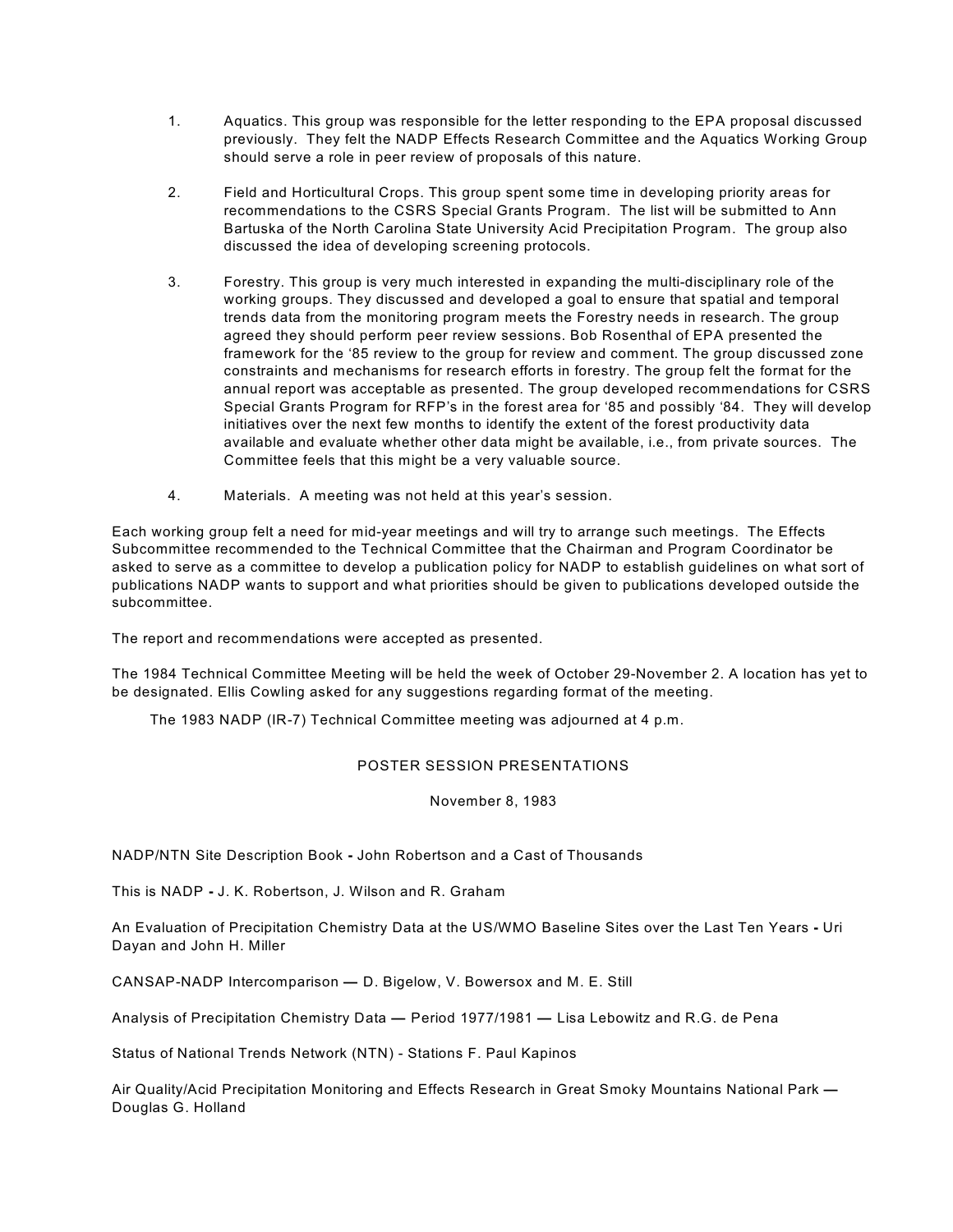1. Aquatics. This group was responsible for the letter responding to the EPA proposal discussed previously. They felt the NADP Effects Research Committee and the Aquatics Working Group should serve a role in peer review of proposals of this nature.

2. Field and Horticultural Crops. This group spent some time in developing priority areas for recommendations to the CSRS Special Grants Program. The list will be submitted to Ann Bartuska of the North Carolina State University Acid Precipitation Program. The group also discussed the idea of developing screening protocols.

3. Forestry. This group is very much interested in expanding the multi-disciplinary role of the working groups. They discussed and developed a goal to ensure that spatial and temporal trends data from the monitoring program meets the Forestry needs in research. The group agreed they should perform peer review sessions. Bob Rosenthal of EPA presented the framework for the '85 review to the group for review and comment. The group discussed zone constraints and mechanisms for research efforts in forestry. The group felt the format for the annual report was acceptable as presented. The group developed recommendations for CSRS Special Grants Program for RFP's in the forest area for '85 and possibly '84. They will develop initiatives over the next few months to identify the extent of the forest productivity data available and evaluate whether other data might be available, i.e., from private sources. The Committee feels that this might be a very valuable source.

4. Materials. A meeting was not held at this year's session.

Each working group felt a need for mid-year meetings and will try to arrange such meetings. The Effects Subcommittee recommended to the Technical Committee that the Chairman and Program Coordinator be asked to serve as a committee to develop a publication policy for NADP to establish guidelines on what sort of publications NADP wants to support and what priorities should be given to publications developed outside the subcommittee.

The report and recommendations were accepted as presented.

The 1984 Technical Committee Meeting will be held the week of October 29-November 2. A location has yet to be designated. Ellis Cowling asked for any suggestions regarding format of the meeting.

The 1983 NADP (IR-7) Technical Committee meeting was adjourned at 4 p.m.

## POSTER SESSION PRESENTATIONS

November 8, 1983

NADP/NTN Site Description Book **-** John Robertson and a Cast of Thousands

This is NADP **-** J. K. Robertson, J. Wilson and R. Graham

An Evaluation of Precipitation Chemistry Data at the US/WMO Baseline Sites over the Last Ten Years **-** Uri Dayan and John H. Miller

CANSAP-NADP Intercomparison — D. Bigelow, V. Bowersox and M. E. Still

Analysis of Precipitation Chemistry Data — Period 1977/1981 — Lisa Lebowitz and R.G. de Pena

Status of National Trends Network (NTN) - Stations F. Paul Kapinos

Air Quality/Acid Precipitation Monitoring and Effects Research in Great Smoky Mountains National Park — Douglas G. Holland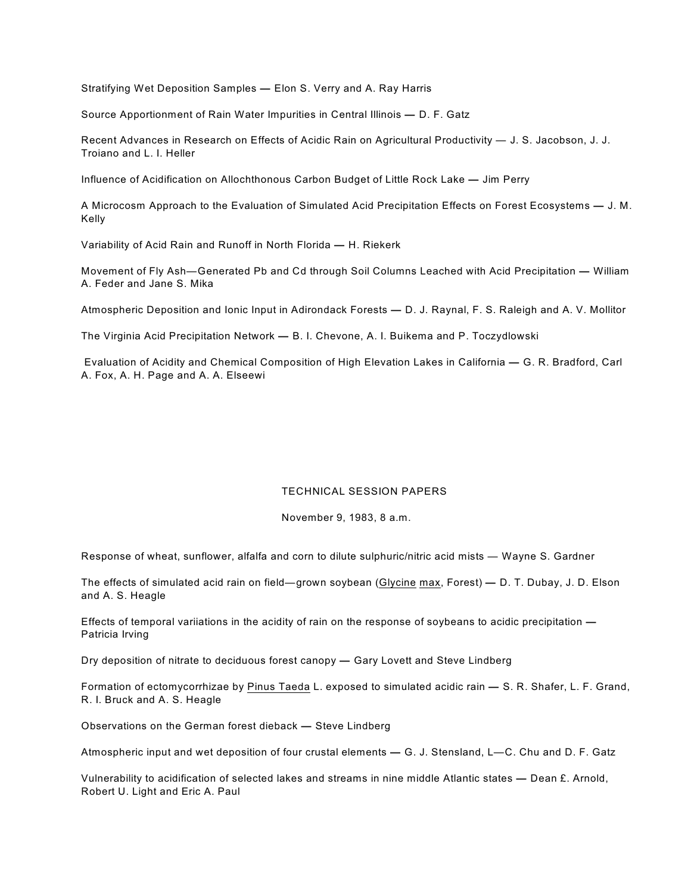Stratifying Wet Deposition Samples — Elon S. Verry and A. Ray Harris

Source Apportionment of Rain Water Impurities in Central Illinois — D. F. Gatz

Recent Advances in Research on Effects of Acidic Rain on Agricultural Productivity — J. S. Jacobson, J. J. Troiano and L. I. Heller

Influence of Acidification on Allochthonous Carbon Budget of Little Rock Lake — Jim Perry

A Microcosm Approach to the Evaluation of Simulated Acid Precipitation Effects on Forest Ecosystems — J. M. Kelly

Variability of Acid Rain and Runoff in North Florida — H. Riekerk

Movement of Fly Ash—Generated Pb and Cd through Soil Columns Leached with Acid Precipitation — William A. Feder and Jane S. Mika

Atmospheric Deposition and Ionic Input in Adirondack Forests — D. J. Raynal, F. S. Raleigh and A. V. Mollitor

The Virginia Acid Precipitation Network — B. I. Chevone, A. I. Buikema and P. Toczydlowski

Evaluation of Acidity and Chemical Composition of High Elevation Lakes in California — G. R. Bradford, Carl A. Fox, A. H. Page and A. A. Elseewi

TECHNICAL SESSION PAPERS

November 9, 1983, 8 a.m.

Response of wheat, sunflower, alfalfa and corn to dilute sulphuric/nitric acid mists — Wayne S. Gardner

The effects of simulated acid rain on field—grown soybean (Glycine max, Forest) — D. T. Dubay, J. D. Elson and A. S. Heagle

Effects of temporal variiations in the acidity of rain on the response of soybeans to acidic precipitation — Patricia Irving

Dry deposition of nitrate to deciduous forest canopy — Gary Lovett and Steve Lindberg

Formation of ectomycorrhizae by Pinus Taeda L. exposed to simulated acidic rain — S. R. Shafer, L. F. Grand, R. I. Bruck and A. S. Heagle

Observations on the German forest dieback — Steve Lindberg

Atmospheric input and wet deposition of four crustal elements — G. J. Stensland, L—C. Chu and D. F. Gatz

Vulnerability to acidification of selected lakes and streams in nine middle Atlantic states — Dean £. Arnold, Robert U. Light and Eric A. Paul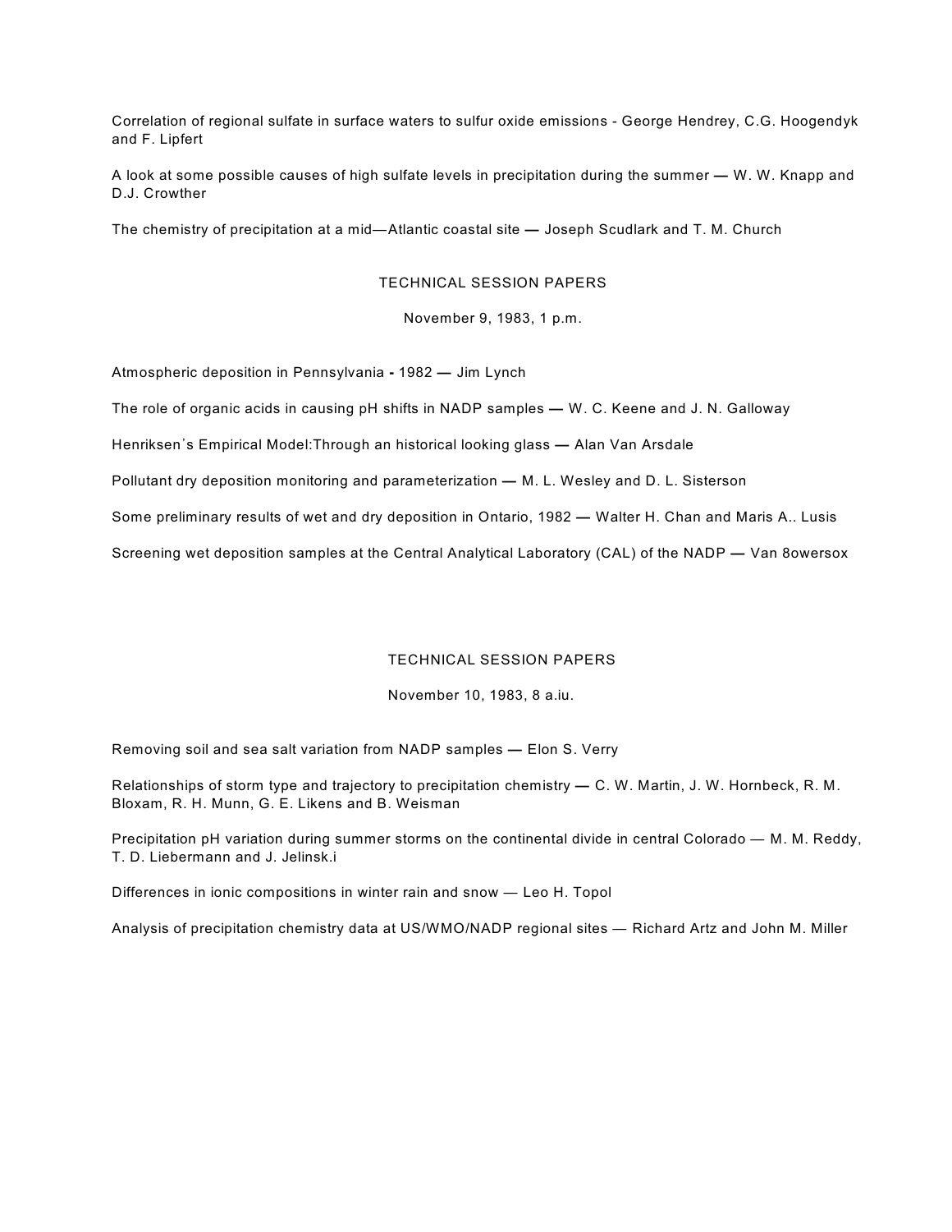Correlation of regional sulfate in surface waters to sulfur oxide emissions - George Hendrey, C.G. Hoogendyk and F. Lipfert

A look at some possible causes of high sulfate levels in precipitation during the summer — W. W. Knapp and D.J. Crowther

The chemistry of precipitation at a mid—Atlantic coastal site — Joseph Scudlark and T. M. Church

## TECHNICAL SESSION PAPERS

November 9, 1983, 1 p.m.

Atmospheric deposition in Pennsylvania - 1982 — Jim Lynch

The role of organic acids in causing pH shifts in NADP samples — W. C. Keene and J. N. Galloway

Henriksen's Empirical Model:Through an historical looking glass — Alan Van Arsdale

Pollutant dry deposition monitoring and parameterization — M. L. Wesley and D. L. Sisterson

Some preliminary results of wet and dry deposition in Ontario, 1982 — Walter H. Chan and Maris A.. Lusis

Screening wet deposition samples at the Central Analytical Laboratory (CAL) of the NADP — Van 8owersox

## TECHNICAL SESSION PAPERS

November 10, 1983, 8 a.iu.

Removing soil and sea salt variation from NADP samples — Elon S. Verry

Relationships of storm type and trajectory to precipitation chemistry — C. W. Martin, J. W. Hornbeck, R. M. Bloxam, R. H. Munn, G. E. Likens and B. Weisman

Precipitation pH variation during summer storms on the continental divide in central Colorado — M. M. Reddy, T. D. Liebermann and J. Jelinsk.i

Differences in ionic compositions in winter rain and snow — Leo H. Topol

Analysis of precipitation chemistry data at US/WMO/NADP regional sites — Richard Artz and John M. Miller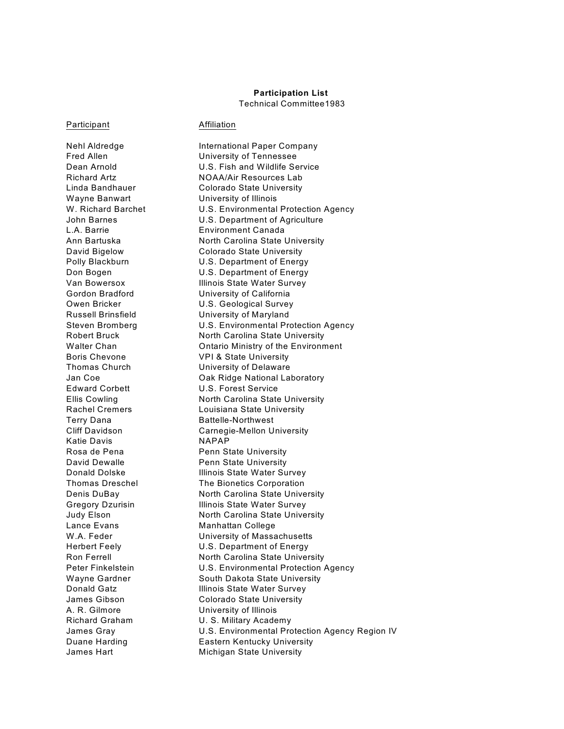**Participation List**

Technical Committee1983

| Participant | Affiliation |
|---|---|
| Nehl Aldredge | International Paper Company |
| Fred Allen | University of Tennessee |
| Dean Arnold | U.S. Fish and Wildlife Service |
| Richard Artz | NOAA/Air Resources Lab |
| Linda Bandhauer | Colorado State University |
| Wayne Banwart | University of Illinois |
| W. Richard Barchet | U.S. Environmental Protection Agency |
| John Barnes | U.S. Department of Agriculture |
| L.A. Barrie | Environment Canada |
| Ann Bartuska | North Carolina State University |
| David Bigelow | Colorado State University |
| Polly Blackburn | U.S. Department of Energy |
| Don Bogen | U.S. Department of Energy |
| Van Bowersox | Illinois State Water Survey |
| Gordon Bradford | University of California |
| Owen Bricker | U.S. Geological Survey |
| Russell Brinsfield | University of Maryland |
| Steven Bromberg | U.S. Environmental Protection Agency |
| Robert Bruck | North Carolina State University |
| Walter Chan | Ontario Ministry of the Environment |
| Boris Chevone | VPI & State University |
| Thomas Church | University of Delaware |
| Jan Coe | Oak Ridge National Laboratory |
| Edward Corbett | U.S. Forest Service |
| Ellis Cowling | North Carolina State University |
| Rachel Cremers | Louisiana State University |
| Terry Dana | Battelle-Northwest |
| Cliff Davidson | Carnegie-Mellon University |
| Katie Davis | NAPAP |
| Rosa de Pena | Penn State University |
| David Dewalle | Penn State University |
| Donald Dolske | Illinois State Water Survey |
| Thomas Dreschel | The Bionetics Corporation |
| Denis DuBay | North Carolina State University |
| Gregory Dzurisin | Illinois State Water Survey |
| Judy Elson | North Carolina State University |
| Lance Evans | Manhattan College |
| W.A. Feder | University of Massachusetts |
| Herbert Feely | U.S. Department of Energy |
| Ron Ferrell | North Carolina State University |
| Peter Finkelstein | U.S. Environmental Protection Agency |
| Wayne Gardner | South Dakota State University |
| Donald Gatz | Illinois State Water Survey |
| James Gibson | Colorado State University |
| A. R. Gilmore | University of Illinois |
| Richard Graham | U. S. Military Academy |
| James Gray | U.S. Environmental Protection Agency Region IV |
| Duane Harding | Eastern Kentucky University |
| James Hart | Michigan State University |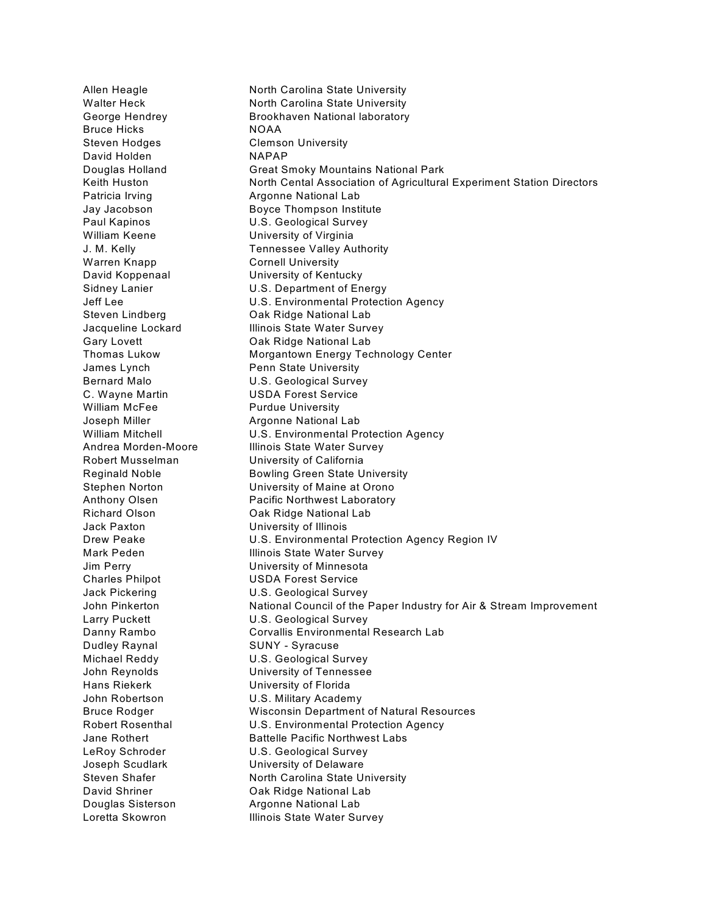| | |
|---|---|
| Allen Heagle | North Carolina State University |
| Walter Heck | North Carolina State University |
| George Hendrey | Brookhaven National laboratory |
| Bruce Hicks | NOAA |
| Steven Hodges | Clemson University |
| David Holden | NAPAP |
| Douglas Holland | Great Smoky Mountains National Park |
| Keith Huston | North Cental Association of Agricultural Experiment Station Directors |
| Patricia Irving | Argonne National Lab |
| Jay Jacobson | Boyce Thompson Institute |
| Paul Kapinos | U.S. Geological Survey |
| William Keene | University of Virginia |
| J. M. Kelly | Tennessee Valley Authority |
| Warren Knapp | Cornell University |
| David Koppenaal | University of Kentucky |
| Sidney Lanier | U.S. Department of Energy |
| Jeff Lee | U.S. Environmental Protection Agency |
| Steven Lindberg | Oak Ridge National Lab |
| Jacqueline Lockard | Illinois State Water Survey |
| Gary Lovett | Oak Ridge National Lab |
| Thomas Lukow | Morgantown Energy Technology Center |
| James Lynch | Penn State University |
| Bernard Malo | U.S. Geological Survey |
| C. Wayne Martin | USDA Forest Service |
| William McFee | Purdue University |
| Joseph Miller | Argonne National Lab |
| William Mitchell | U.S. Environmental Protection Agency |
| Andrea Morden-Moore | Illinois State Water Survey |
| Robert Musselman | University of California |
| Reginald Noble | Bowling Green State University |
| Stephen Norton | University of Maine at Orono |
| Anthony Olsen | Pacific Northwest Laboratory |
| Richard Olson | Oak Ridge National Lab |
| Jack Paxton | University of Illinois |
| Drew Peake | U.S. Environmental Protection Agency Region IV |
| Mark Peden | Illinois State Water Survey |
| Jim Perry | University of Minnesota |
| Charles Philpot | USDA Forest Service |
| Jack Pickering | U.S. Geological Survey |
| John Pinkerton | National Council of the Paper Industry for Air & Stream Improvement |
| Larry Puckett | U.S. Geological Survey |
| Danny Rambo | Corvallis Environmental Research Lab |
| Dudley Raynal | SUNY - Syracuse |
| Michael Reddy | U.S. Geological Survey |
| John Reynolds | University of Tennessee |
| Hans Riekerk | University of Florida |
| John Robertson | U.S. Military Academy |
| Bruce Rodger | Wisconsin Department of Natural Resources |
| Robert Rosenthal | U.S. Environmental Protection Agency |
| Jane Rothert | Battelle Pacific Northwest Labs |
| LeRoy Schroder | U.S. Geological Survey |
| Joseph Scudlark | University of Delaware |
| Steven Shafer | North Carolina State University |
| David Shriner | Oak Ridge National Lab |
| Douglas Sisterson | Argonne National Lab |
| Loretta Skowron | Illinois State Water Survey |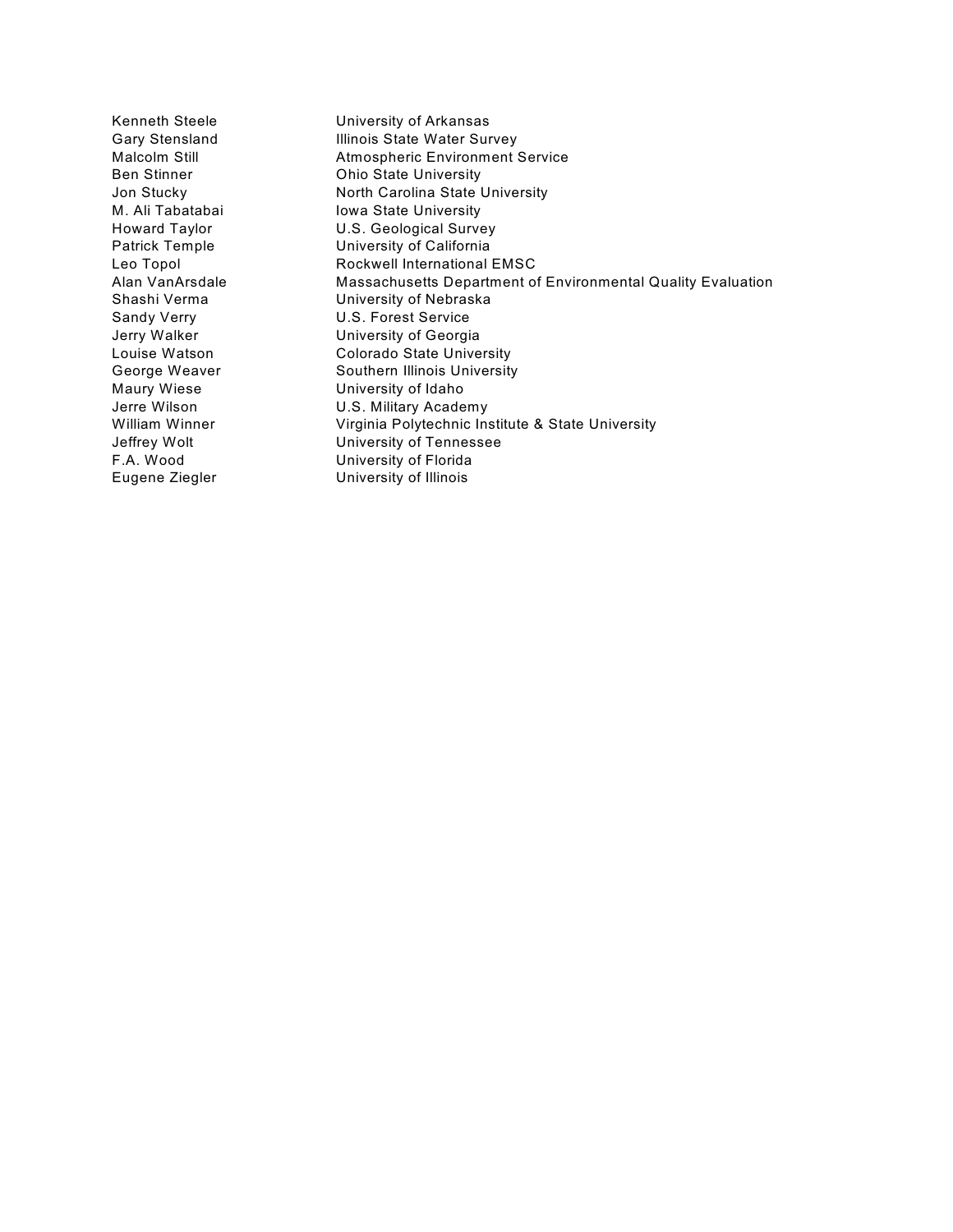| | |
|---|---|
| Kenneth Steele | University of Arkansas |
| Gary Stensland | Illinois State Water Survey |
| Malcolm Still | Atmospheric Environment Service |
| Ben Stinner | Ohio State University |
| Jon Stucky | North Carolina State University |
| M. Ali Tabatabai | Iowa State University |
| Howard Taylor | U.S. Geological Survey |
| Patrick Temple | University of California |
| Leo Topol | Rockwell International EMSC |
| Alan VanArsdale | Massachusetts Department of Environmental Quality Evaluation |
| Shashi Verma | University of Nebraska |
| Sandy Verry | U.S. Forest Service |
| Jerry Walker | University of Georgia |
| Louise Watson | Colorado State University |
| George Weaver | Southern Illinois University |
| Maury Wiese | University of Idaho |
| Jerre Wilson | U.S. Military Academy |
| William Winner | Virginia Polytechnic Institute & State University |
| Jeffrey Wolt | University of Tennessee |
| F.A. Wood | University of Florida |
| Eugene Ziegler | University of Illinois |